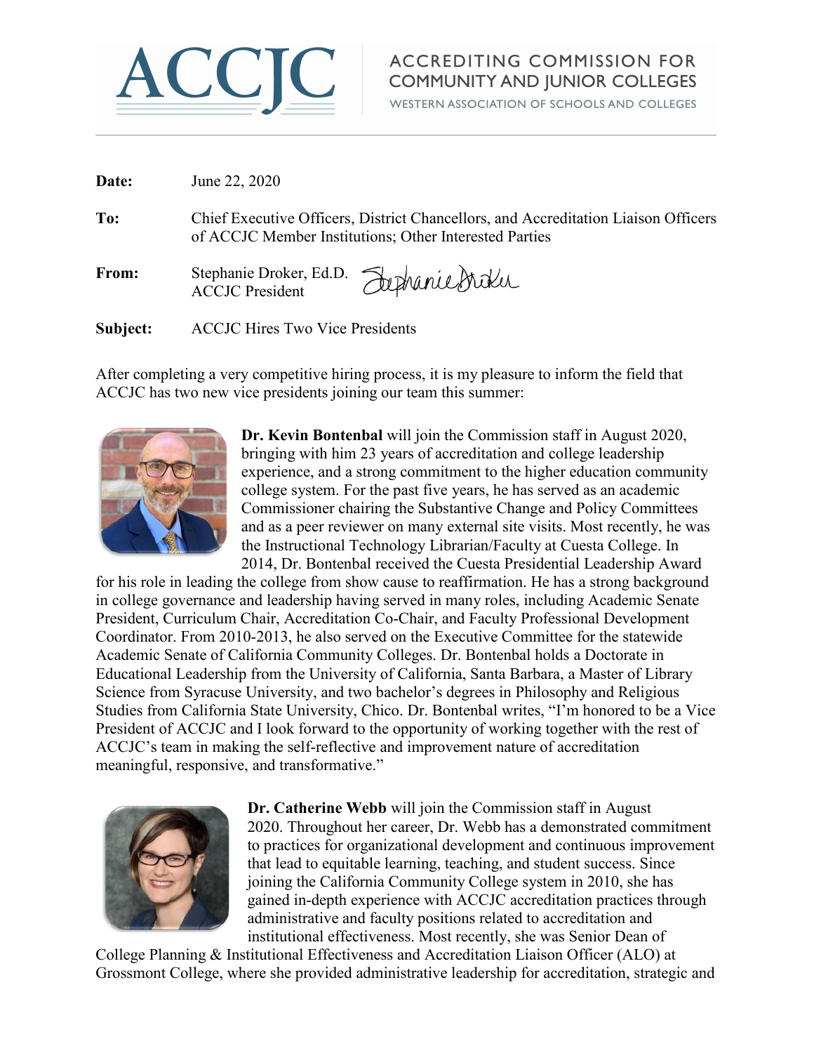# ACCJC

ACCREDITING COMMISSION FOR COMMUNITY AND JUNIOR COLLEGES
WESTERN ASSOCIATION OF SCHOOLS AND COLLEGES

**Date:** June 22, 2020

**To:** Chief Executive Officers, District Chancellors, and Accreditation Liaison Officers of ACCJC Member Institutions; Other Interested Parties

**From:** Stephanie Droker, Ed.D.
ACCJC President

**Subject:** ACCJC Hires Two Vice Presidents

After completing a very competitive hiring process, it is my pleasure to inform the field that ACCJC has two new vice presidents joining our team this summer:

**Dr. Kevin Bontenbal** will join the Commission staff in August 2020, bringing with him 23 years of accreditation and college leadership experience, and a strong commitment to the higher education community college system. For the past five years, he has served as an academic Commissioner chairing the Substantive Change and Policy Committees and as a peer reviewer on many external site visits. Most recently, he was the Instructional Technology Librarian/Faculty at Cuesta College. In 2014, Dr. Bontenbal received the Cuesta Presidential Leadership Award for his role in leading the college from show cause to reaffirmation. He has a strong background in college governance and leadership having served in many roles, including Academic Senate President, Curriculum Chair, Accreditation Co-Chair, and Faculty Professional Development Coordinator. From 2010-2013, he also served on the Executive Committee for the statewide Academic Senate of California Community Colleges. Dr. Bontenbal holds a Doctorate in Educational Leadership from the University of California, Santa Barbara, a Master of Library Science from Syracuse University, and two bachelor's degrees in Philosophy and Religious Studies from California State University, Chico. Dr. Bontenbal writes, "I'm honored to be a Vice President of ACCJC and I look forward to the opportunity of working together with the rest of ACCJC's team in making the self-reflective and improvement nature of accreditation meaningful, responsive, and transformative."

**Dr. Catherine Webb** will join the Commission staff in August 2020. Throughout her career, Dr. Webb has a demonstrated commitment to practices for organizational development and continuous improvement that lead to equitable learning, teaching, and student success. Since joining the California Community College system in 2010, she has gained in-depth experience with ACCJC accreditation practices through administrative and faculty positions related to accreditation and institutional effectiveness. Most recently, she was Senior Dean of College Planning & Institutional Effectiveness and Accreditation Liaison Officer (ALO) at Grossmont College, where she provided administrative leadership for accreditation, strategic and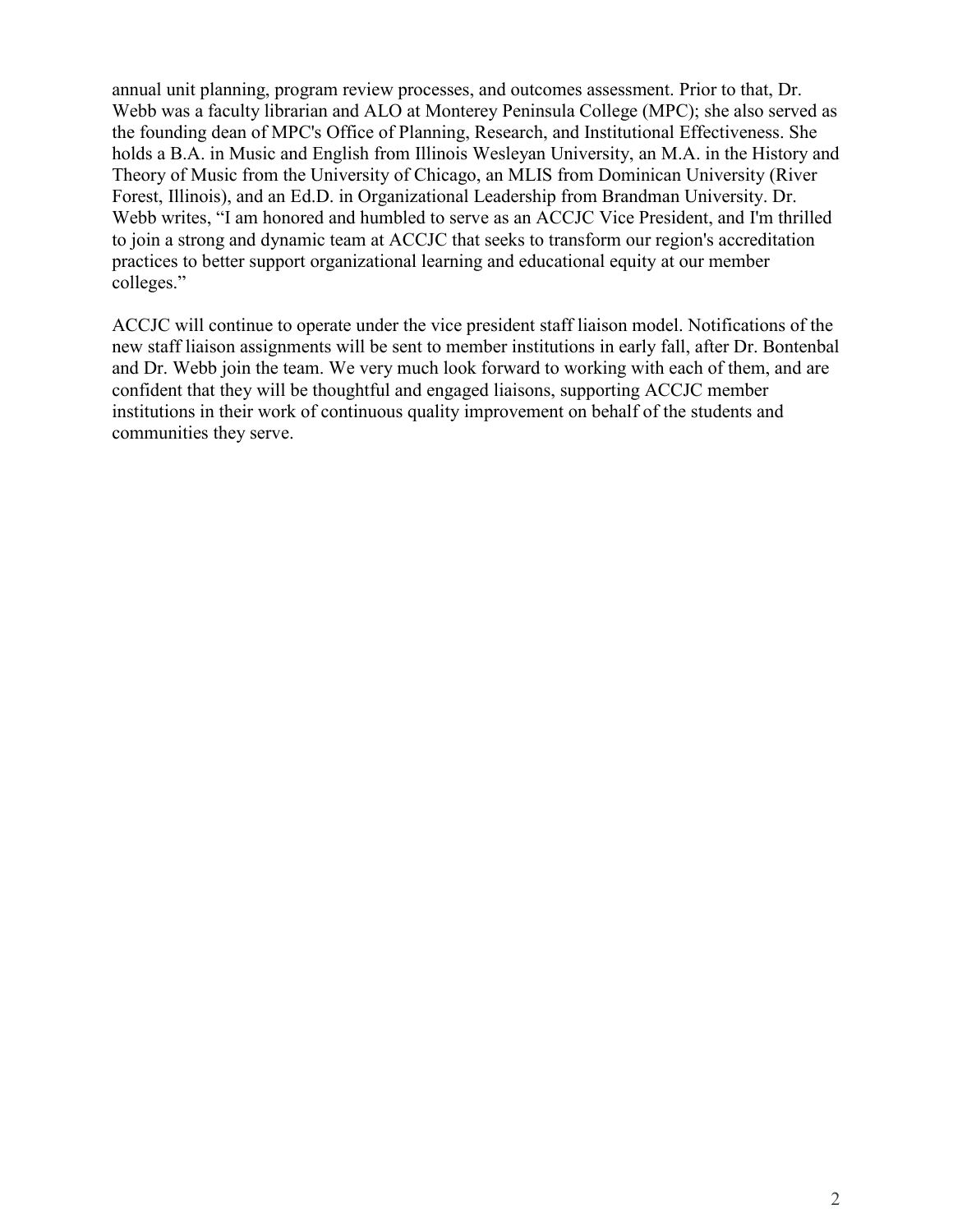annual unit planning, program review processes, and outcomes assessment. Prior to that, Dr. Webb was a faculty librarian and ALO at Monterey Peninsula College (MPC); she also served as the founding dean of MPC's Office of Planning, Research, and Institutional Effectiveness. She holds a B.A. in Music and English from Illinois Wesleyan University, an M.A. in the History and Theory of Music from the University of Chicago, an MLIS from Dominican University (River Forest, Illinois), and an Ed.D. in Organizational Leadership from Brandman University. Dr. Webb writes, "I am honored and humbled to serve as an ACCJC Vice President, and I'm thrilled to join a strong and dynamic team at ACCJC that seeks to transform our region's accreditation practices to better support organizational learning and educational equity at our member colleges."

ACCJC will continue to operate under the vice president staff liaison model. Notifications of the new staff liaison assignments will be sent to member institutions in early fall, after Dr. Bontenbal and Dr. Webb join the team. We very much look forward to working with each of them, and are confident that they will be thoughtful and engaged liaisons, supporting ACCJC member institutions in their work of continuous quality improvement on behalf of the students and communities they serve.